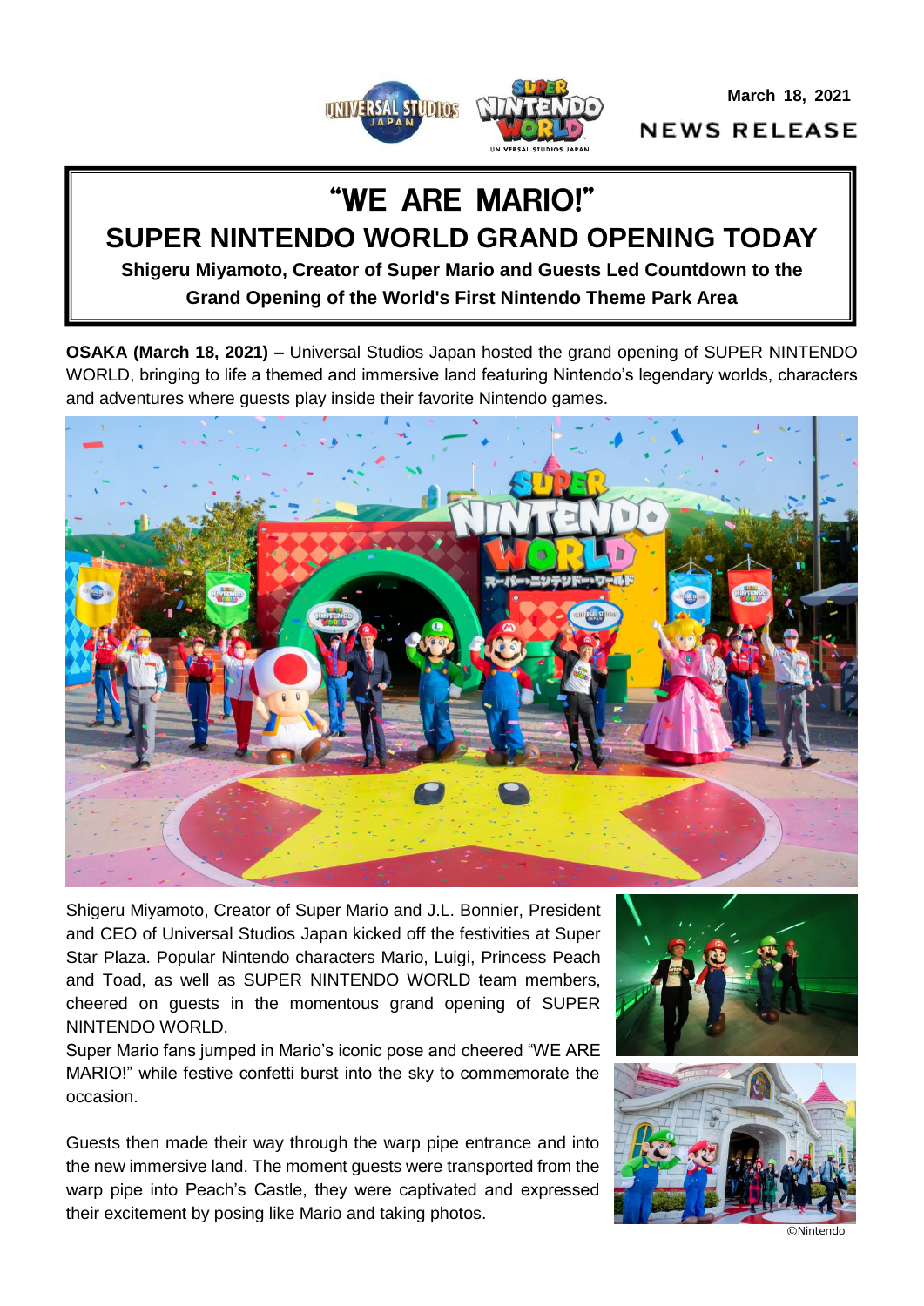March 18, 2021

NEWS RELEASE

# "WE ARE MARIO!"

# SUPER NINTENDO WORLD GRAND OPENING TODAY

**Shigeru Miyamoto, Creator of Super Mario and Guests Led Countdown to the Grand Opening of the World's First Nintendo Theme Park Area**

**OSAKA (March 18, 2021) –** Universal Studios Japan hosted the grand opening of SUPER NINTENDO WORLD, bringing to life a themed and immersive land featuring Nintendo's legendary worlds, characters and adventures where guests play inside their favorite Nintendo games.

Shigeru Miyamoto, Creator of Super Mario and J.L. Bonnier, President and CEO of Universal Studios Japan kicked off the festivities at Super Star Plaza. Popular Nintendo characters Mario, Luigi, Princess Peach and Toad, as well as SUPER NINTENDO WORLD team members, cheered on guests in the momentous grand opening of SUPER NINTENDO WORLD.

Super Mario fans jumped in Mario's iconic pose and cheered "WE ARE MARIO!" while festive confetti burst into the sky to commemorate the occasion.

Guests then made their way through the warp pipe entrance and into the new immersive land. The moment guests were transported from the warp pipe into Peach's Castle, they were captivated and expressed their excitement by posing like Mario and taking photos.

©Nintendo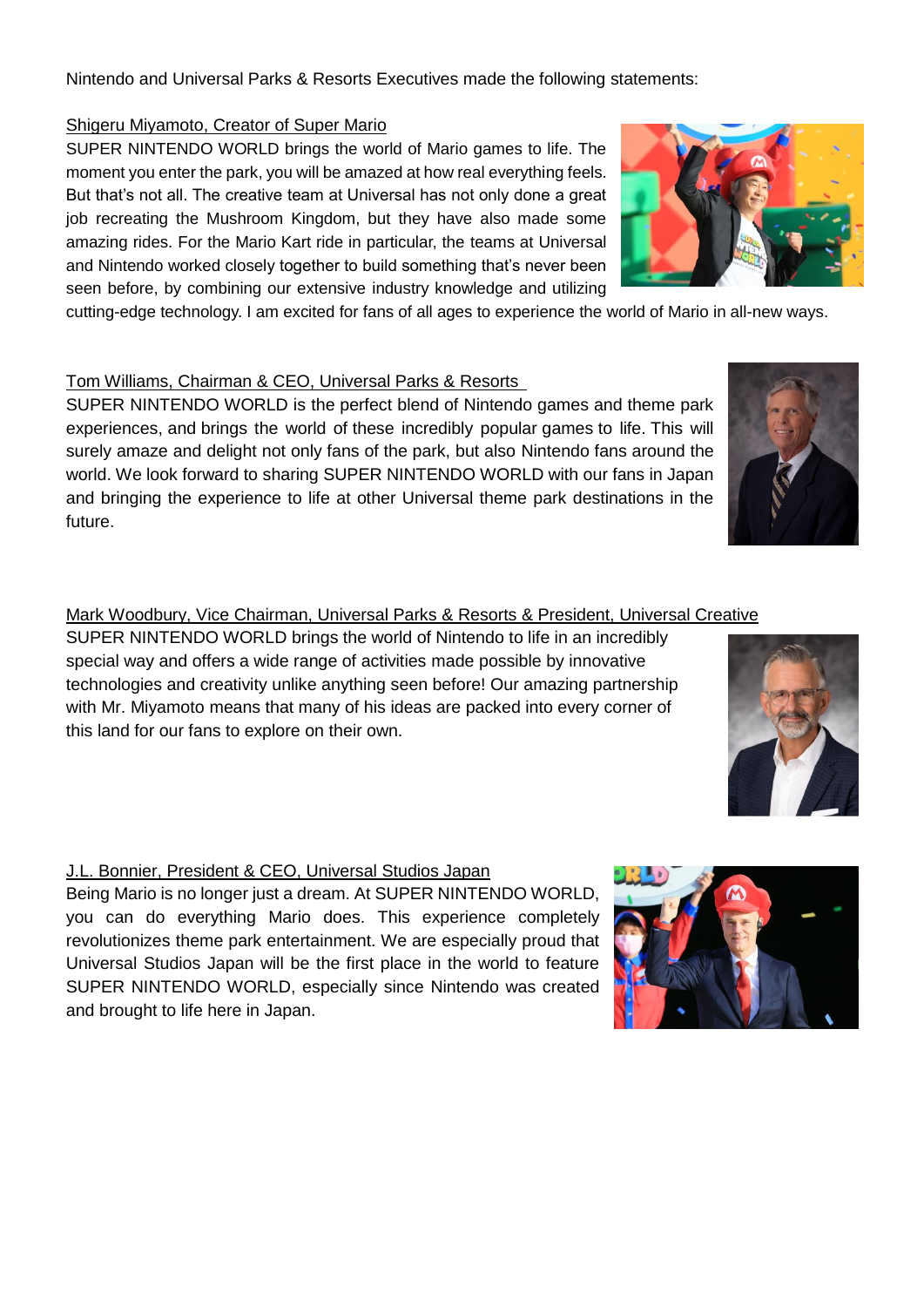Nintendo and Universal Parks & Resorts Executives made the following statements:

Shigeru Miyamoto, Creator of Super Mario

SUPER NINTENDO WORLD brings the world of Mario games to life. The moment you enter the park, you will be amazed at how real everything feels. But that's not all. The creative team at Universal has not only done a great job recreating the Mushroom Kingdom, but they have also made some amazing rides. For the Mario Kart ride in particular, the teams at Universal and Nintendo worked closely together to build something that's never been seen before, by combining our extensive industry knowledge and utilizing cutting-edge technology. I am excited for fans of all ages to experience the world of Mario in all-new ways.

Tom Williams, Chairman & CEO, Universal Parks & Resorts

SUPER NINTENDO WORLD is the perfect blend of Nintendo games and theme park experiences, and brings the world of these incredibly popular games to life. This will surely amaze and delight not only fans of the park, but also Nintendo fans around the world. We look forward to sharing SUPER NINTENDO WORLD with our fans in Japan and bringing the experience to life at other Universal theme park destinations in the future.

Mark Woodbury, Vice Chairman, Universal Parks & Resorts & President, Universal Creative

SUPER NINTENDO WORLD brings the world of Nintendo to life in an incredibly special way and offers a wide range of activities made possible by innovative technologies and creativity unlike anything seen before! Our amazing partnership with Mr. Miyamoto means that many of his ideas are packed into every corner of this land for our fans to explore on their own.

J.L. Bonnier, President & CEO, Universal Studios Japan

Being Mario is no longer just a dream. At SUPER NINTENDO WORLD, you can do everything Mario does. This experience completely revolutionizes theme park entertainment. We are especially proud that Universal Studios Japan will be the first place in the world to feature SUPER NINTENDO WORLD, especially since Nintendo was created and brought to life here in Japan.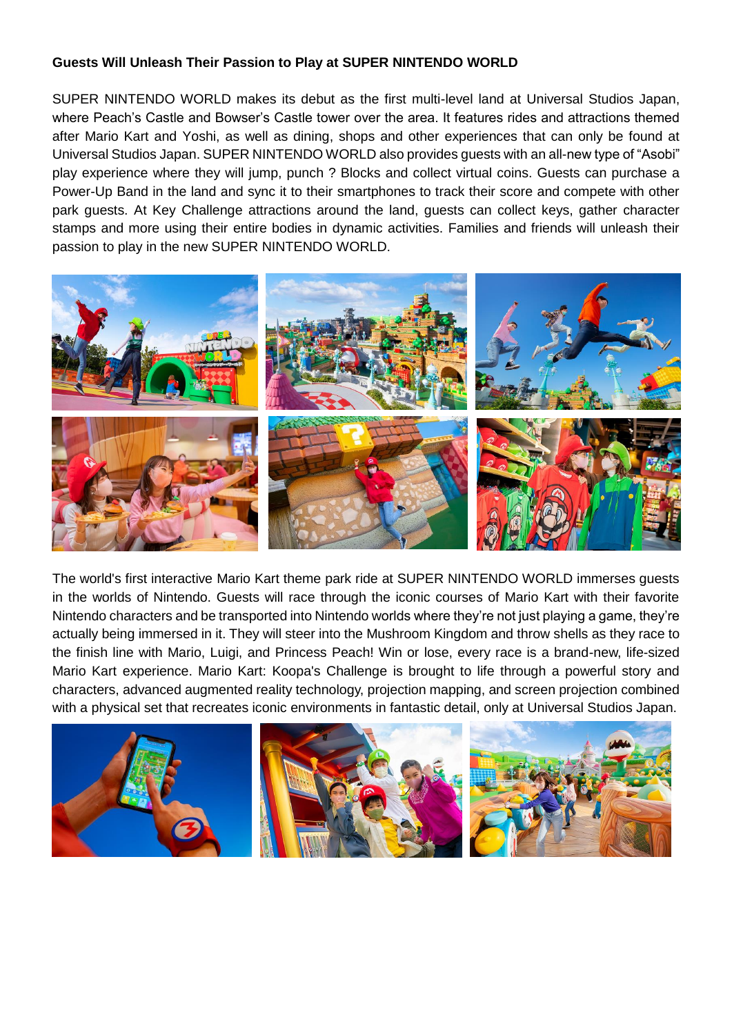**Guests Will Unleash Their Passion to Play at SUPER NINTENDO WORLD**

SUPER NINTENDO WORLD makes its debut as the first multi-level land at Universal Studios Japan, where Peach's Castle and Bowser's Castle tower over the area. It features rides and attractions themed after Mario Kart and Yoshi, as well as dining, shops and other experiences that can only be found at Universal Studios Japan. SUPER NINTENDO WORLD also provides guests with an all-new type of "Asobi" play experience where they will jump, punch ? Blocks and collect virtual coins. Guests can purchase a Power-Up Band in the land and sync it to their smartphones to track their score and compete with other park guests. At Key Challenge attractions around the land, guests can collect keys, gather character stamps and more using their entire bodies in dynamic activities. Families and friends will unleash their passion to play in the new SUPER NINTENDO WORLD.

The world's first interactive Mario Kart theme park ride at SUPER NINTENDO WORLD immerses guests in the worlds of Nintendo. Guests will race through the iconic courses of Mario Kart with their favorite Nintendo characters and be transported into Nintendo worlds where they're not just playing a game, they're actually being immersed in it. They will steer into the Mushroom Kingdom and throw shells as they race to the finish line with Mario, Luigi, and Princess Peach! Win or lose, every race is a brand-new, life-sized Mario Kart experience. Mario Kart: Koopa's Challenge is brought to life through a powerful story and characters, advanced augmented reality technology, projection mapping, and screen projection combined with a physical set that recreates iconic environments in fantastic detail, only at Universal Studios Japan.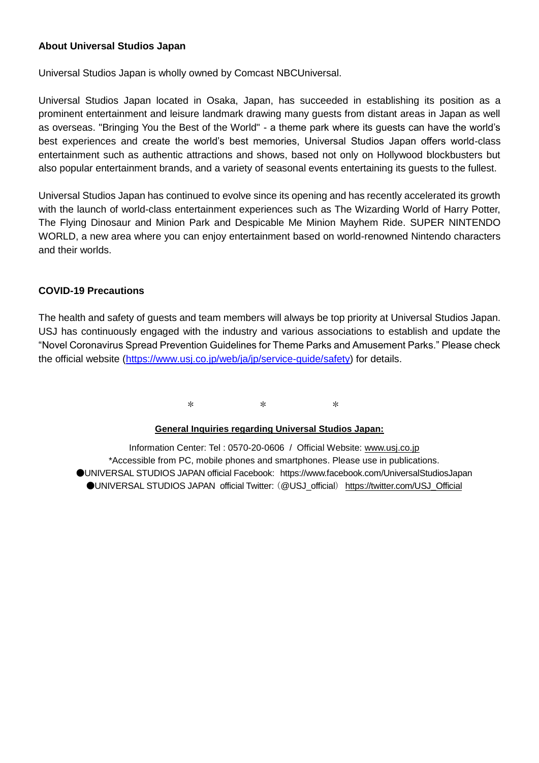**About Universal Studios Japan**

Universal Studios Japan is wholly owned by Comcast NBCUniversal.

Universal Studios Japan located in Osaka, Japan, has succeeded in establishing its position as a prominent entertainment and leisure landmark drawing many guests from distant areas in Japan as well as overseas. "Bringing You the Best of the World" - a theme park where its guests can have the world's best experiences and create the world's best memories, Universal Studios Japan offers world-class entertainment such as authentic attractions and shows, based not only on Hollywood blockbusters but also popular entertainment brands, and a variety of seasonal events entertaining its guests to the fullest.

Universal Studios Japan has continued to evolve since its opening and has recently accelerated its growth with the launch of world-class entertainment experiences such as The Wizarding World of Harry Potter, The Flying Dinosaur and Minion Park and Despicable Me Minion Mayhem Ride. SUPER NINTENDO WORLD, a new area where you can enjoy entertainment based on world-renowned Nintendo characters and their worlds.

**COVID-19 Precautions**

The health and safety of guests and team members will always be top priority at Universal Studios Japan. USJ has continuously engaged with the industry and various associations to establish and update the "Novel Coronavirus Spread Prevention Guidelines for Theme Parks and Amusement Parks." Please check the official website (https://www.usj.co.jp/web/ja/jp/service-guide/safety) for details.

＊　　＊　　＊

**General Inquiries regarding Universal Studios Japan:**

Information Center: Tel : 0570-20-0606 / Official Website: www.usj.co.jp
*Accessible from PC, mobile phones and smartphones. Please use in publications.
●UNIVERSAL STUDIOS JAPAN official Facebook: https://www.facebook.com/UniversalStudiosJapan
●UNIVERSAL STUDIOS JAPAN official Twitter:（@USJ_official） https://twitter.com/USJ_Official